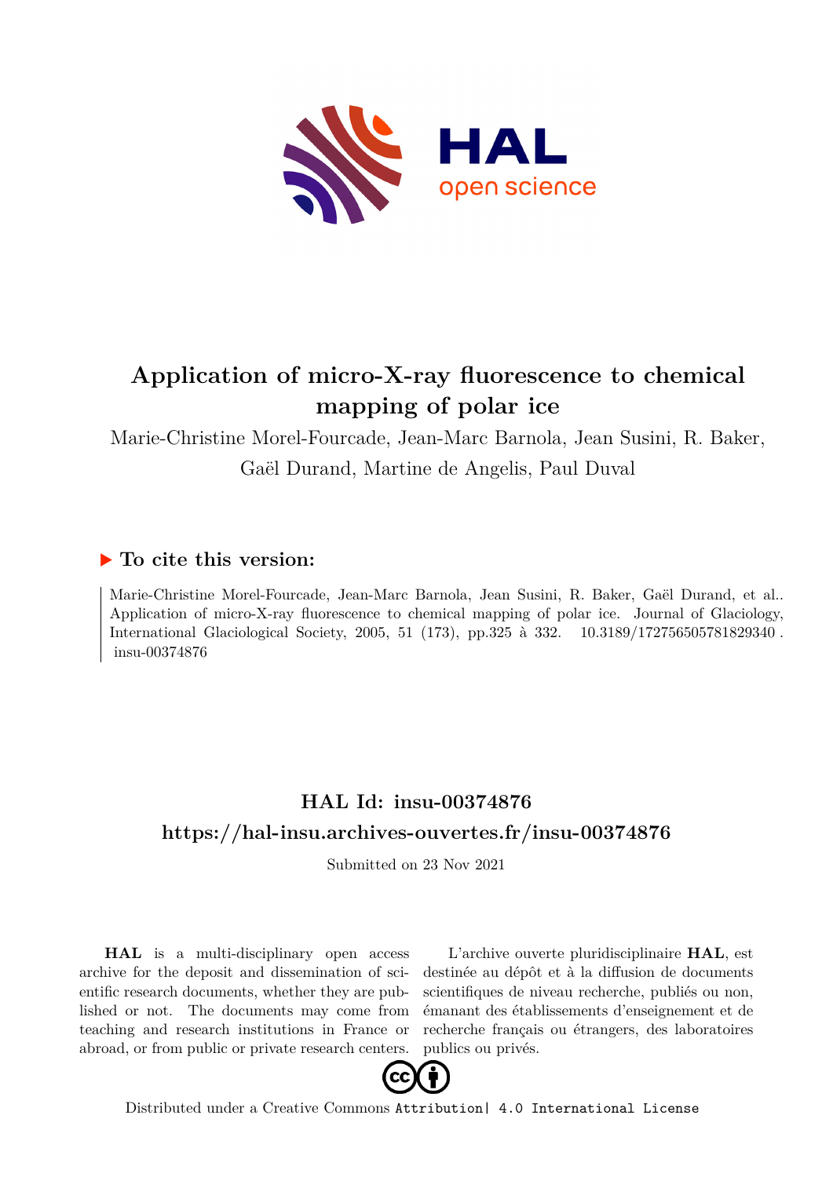# Application of micro-X-ray fluorescence to chemical mapping of polar ice

Marie-Christine Morel-Fourcade, Jean-Marc Barnola, Jean Susini, R. Baker, Gaël Durand, Martine de Angelis, Paul Duval

## ▶ To cite this version:

Marie-Christine Morel-Fourcade, Jean-Marc Barnola, Jean Susini, R. Baker, Gaël Durand, et al.. Application of micro-X-ray fluorescence to chemical mapping of polar ice. Journal of Glaciology, International Glaciological Society, 2005, 51 (173), pp.325 à 332. 10.3189/172756505781829340 . insu-00374876

## HAL Id: insu-00374876

## https://hal-insu.archives-ouvertes.fr/insu-00374876

Submitted on 23 Nov 2021

**HAL** is a multi-disciplinary open access archive for the deposit and dissemination of scientific research documents, whether they are published or not. The documents may come from teaching and research institutions in France or abroad, or from public or private research centers.

L'archive ouverte pluridisciplinaire **HAL**, est destinée au dépôt et à la diffusion de documents scientifiques de niveau recherche, publiés ou non, émanant des établissements d'enseignement et de recherche français ou étrangers, des laboratoires publics ou privés.

Distributed under a Creative Commons Attribution| 4.0 International License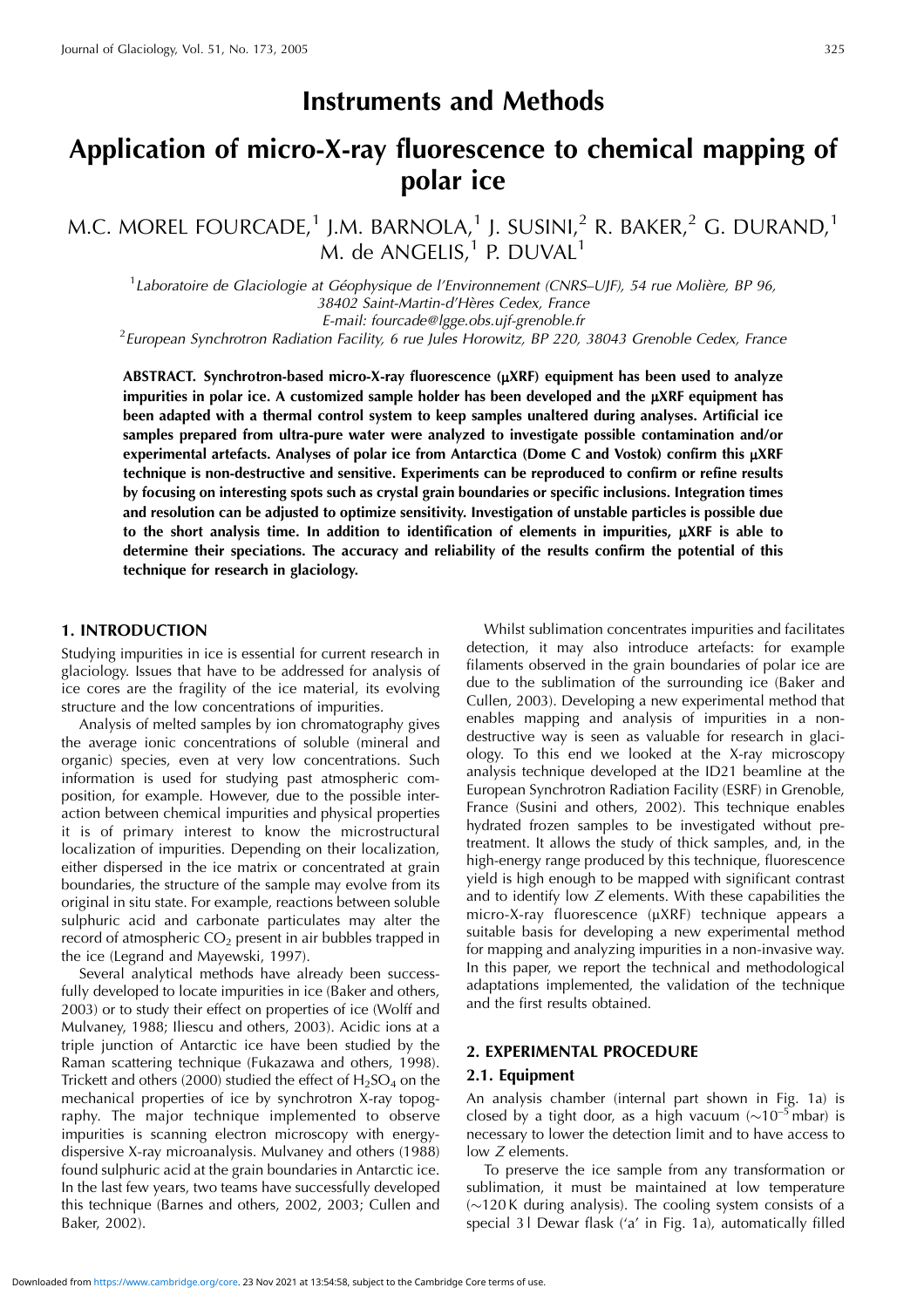## Instruments and Methods

# Application of micro-X-ray fluorescence to chemical mapping of polar ice

M.C. MOREL FOURCADE,[1] J.M. BARNOLA,[1] J. SUSINI,[2] R. BAKER,[2] G. DURAND,[1] M. de ANGELIS,[1] P. DUVAL[1]

[1]*Laboratoire de Glaciologie at Géophysique de l'Environnement (CNRS–UJF), 54 rue Molière, BP 96, 38402 Saint-Martin-d'Hères Cedex, France*
*E-mail: fourcade@lgge.obs.ujf-grenoble.fr*
[2]*European Synchrotron Radiation Facility, 6 rue Jules Horowitz, BP 220, 38043 Grenoble Cedex, France*

**ABSTRACT. Synchrotron-based micro-X-ray fluorescence (μXRF) equipment has been used to analyze impurities in polar ice. A customized sample holder has been developed and the μXRF equipment has been adapted with a thermal control system to keep samples unaltered during analyses. Artificial ice samples prepared from ultra-pure water were analyzed to investigate possible contamination and/or experimental artefacts. Analyses of polar ice from Antarctica (Dome C and Vostok) confirm this μXRF technique is non-destructive and sensitive. Experiments can be reproduced to confirm or refine results by focusing on interesting spots such as crystal grain boundaries or specific inclusions. Integration times and resolution can be adjusted to optimize sensitivity. Investigation of unstable particles is possible due to the short analysis time. In addition to identification of elements in impurities, μXRF is able to determine their speciations. The accuracy and reliability of the results confirm the potential of this technique for research in glaciology.**

## 1. INTRODUCTION

Studying impurities in ice is essential for current research in glaciology. Issues that have to be addressed for analysis of ice cores are the fragility of the ice material, its evolving structure and the low concentrations of impurities.

Analysis of melted samples by ion chromatography gives the average ionic concentrations of soluble (mineral and organic) species, even at very low concentrations. Such information is used for studying past atmospheric composition, for example. However, due to the possible interaction between chemical impurities and physical properties it is of primary interest to know the microstructural localization of impurities. Depending on their localization, either dispersed in the ice matrix or concentrated at grain boundaries, the structure of the sample may evolve from its original in situ state. For example, reactions between soluble sulphuric acid and carbonate particulates may alter the record of atmospheric $CO_2$ present in air bubbles trapped in the ice (Legrand and Mayewski, 1997).

Several analytical methods have already been successfully developed to locate impurities in ice (Baker and others, 2003) or to study their effect on properties of ice (Wolff and Mulvaney, 1988; Iliescu and others, 2003). Acidic ions at a triple junction of Antarctic ice have been studied by the Raman scattering technique (Fukazawa and others, 1998). Trickett and others (2000) studied the effect of $H_2SO_4$ on the mechanical properties of ice by synchrotron X-ray topography. The major technique implemented to observe impurities is scanning electron microscopy with energy-dispersive X-ray microanalysis. Mulvaney and others (1988) found sulphuric acid at the grain boundaries in Antarctic ice. In the last few years, two teams have successfully developed this technique (Barnes and others, 2002, 2003; Cullen and Baker, 2002).

Whilst sublimation concentrates impurities and facilitates detection, it may also introduce artefacts: for example filaments observed in the grain boundaries of polar ice are due to the sublimation of the surrounding ice (Baker and Cullen, 2003). Developing a new experimental method that enables mapping and analysis of impurities in a non-destructive way is seen as valuable for research in glaciology. To this end we looked at the X-ray microscopy analysis technique developed at the ID21 beamline at the European Synchrotron Radiation Facility (ESRF) in Grenoble, France (Susini and others, 2002). This technique enables hydrated frozen samples to be investigated without pre-treatment. It allows the study of thick samples, and, in the high-energy range produced by this technique, fluorescence yield is high enough to be mapped with significant contrast and to identify low $Z$ elements. With these capabilities the micro-X-ray fluorescence (μXRF) technique appears a suitable basis for developing a new experimental method for mapping and analyzing impurities in a non-invasive way. In this paper, we report the technical and methodological adaptations implemented, the validation of the technique and the first results obtained.

## 2. EXPERIMENTAL PROCEDURE

### 2.1. Equipment

An analysis chamber (internal part shown in Fig. 1a) is closed by a tight door, as a high vacuum ($\sim 10^{-5}$ mbar) is necessary to lower the detection limit and to have access to low $Z$ elements.

To preserve the ice sample from any transformation or sublimation, it must be maintained at low temperature ($\sim$120 K during analysis). The cooling system consists of a special 3 l Dewar flask ('a' in Fig. 1a), automatically filled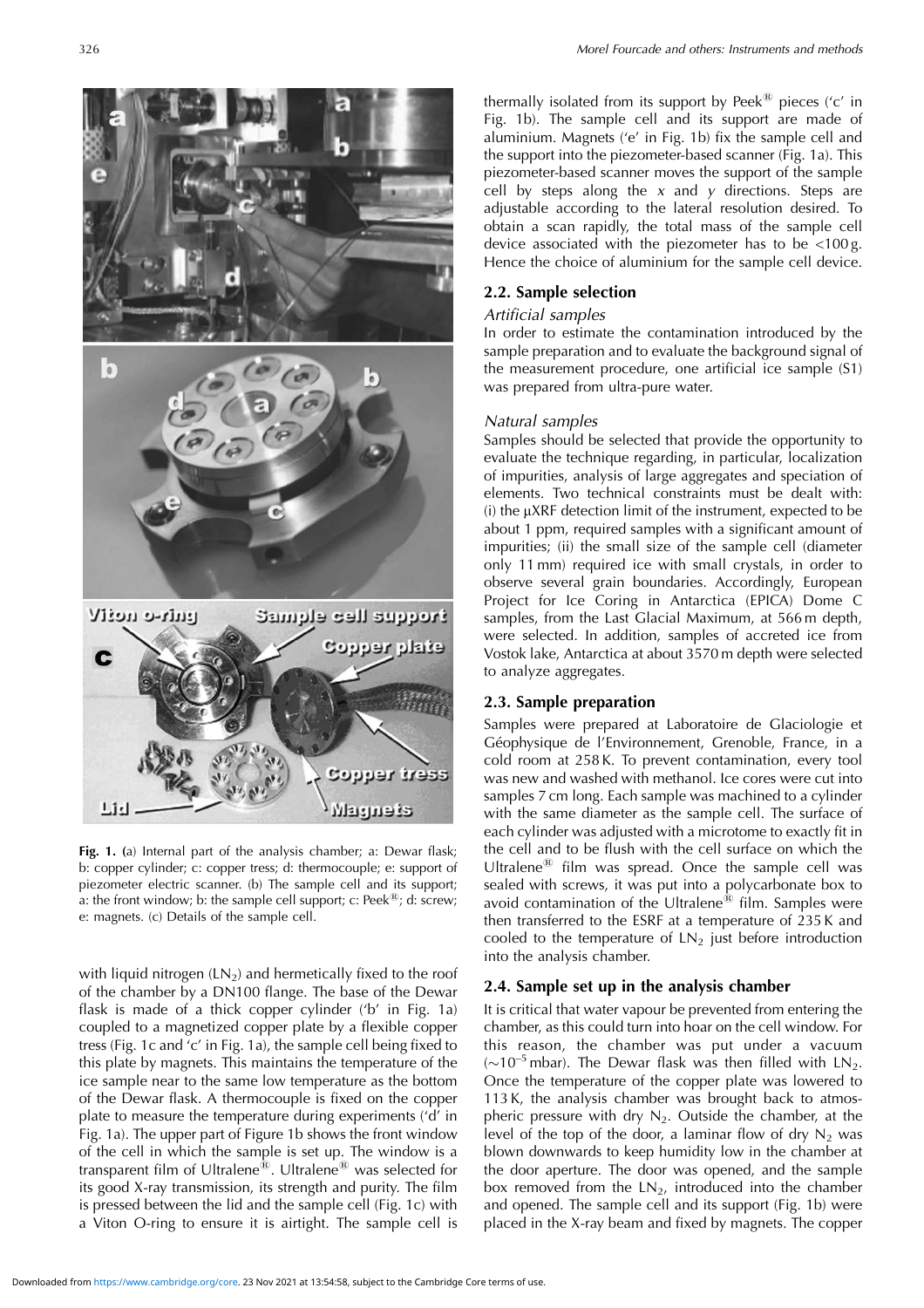Fig. 1. (a) Internal part of the analysis chamber; a: Dewar flask; b: copper cylinder; c: copper tress; d: thermocouple; e: support of piezometer electric scanner. (b) The sample cell and its support; a: the front window; b: the sample cell support; c: Peek®; d: screw; e: magnets. (c) Details of the sample cell.

with liquid nitrogen ($LN_2$) and hermetically fixed to the roof of the chamber by a DN100 flange. The base of the Dewar flask is made of a thick copper cylinder ('b' in Fig. 1a) coupled to a magnetized copper plate by a flexible copper tress (Fig. 1c and 'c' in Fig. 1a), the sample cell being fixed to this plate by magnets. This maintains the temperature of the ice sample near to the same low temperature as the bottom of the Dewar flask. A thermocouple is fixed on the copper plate to measure the temperature during experiments ('d' in Fig. 1a). The upper part of Figure 1b shows the front window of the cell in which the sample is set up. The window is a transparent film of Ultralene®. Ultralene® was selected for its good X-ray transmission, its strength and purity. The film is pressed between the lid and the sample cell (Fig. 1c) with a Viton O-ring to ensure it is airtight. The sample cell is thermally isolated from its support by Peek® pieces ('c' in Fig. 1b). The sample cell and its support are made of aluminium. Magnets ('e' in Fig. 1b) fix the sample cell and the support into the piezometer-based scanner (Fig. 1a). This piezometer-based scanner moves the support of the sample cell by steps along the $x$ and $y$ directions. Steps are adjustable according to the lateral resolution desired. To obtain a scan rapidly, the total mass of the sample cell device associated with the piezometer has to be <100 g. Hence the choice of aluminium for the sample cell device.

## 2.2. Sample selection

*Artificial samples*

In order to estimate the contamination introduced by the sample preparation and to evaluate the background signal of the measurement procedure, one artificial ice sample (S1) was prepared from ultra-pure water.

*Natural samples*

Samples should be selected that provide the opportunity to evaluate the technique regarding, in particular, localization of impurities, analysis of large aggregates and speciation of elements. Two technical constraints must be dealt with: (i) the μXRF detection limit of the instrument, expected to be about 1 ppm, required samples with a significant amount of impurities; (ii) the small size of the sample cell (diameter only 11 mm) required ice with small crystals, in order to observe several grain boundaries. Accordingly, European Project for Ice Coring in Antarctica (EPICA) Dome C samples, from the Last Glacial Maximum, at 566 m depth, were selected. In addition, samples of accreted ice from Vostok lake, Antarctica at about 3570 m depth were selected to analyze aggregates.

## 2.3. Sample preparation

Samples were prepared at Laboratoire de Glaciologie et Géophysique de l'Environnement, Grenoble, France, in a cold room at 258 K. To prevent contamination, every tool was new and washed with methanol. Ice cores were cut into samples 7 cm long. Each sample was machined to a cylinder with the same diameter as the sample cell. The surface of each cylinder was adjusted with a microtome to exactly fit in the cell and to be flush with the cell surface on which the Ultralene® film was spread. Once the sample cell was sealed with screws, it was put into a polycarbonate box to avoid contamination of the Ultralene® film. Samples were then transferred to the ESRF at a temperature of 235 K and cooled to the temperature of $LN_2$ just before introduction into the analysis chamber.

## 2.4. Sample set up in the analysis chamber

It is critical that water vapour be prevented from entering the chamber, as this could turn into hoar on the cell window. For this reason, the chamber was put under a vacuum ($\sim 10^{-5}$ mbar). The Dewar flask was then filled with $LN_2$. Once the temperature of the copper plate was lowered to 113 K, the analysis chamber was brought back to atmospheric pressure with dry $N_2$. Outside the chamber, at the level of the top of the door, a laminar flow of dry $N_2$ was blown downwards to keep humidity low in the chamber at the door aperture. The door was opened, and the sample box removed from the $LN_2$, introduced into the chamber and opened. The sample cell and its support (Fig. 1b) were placed in the X-ray beam and fixed by magnets. The copper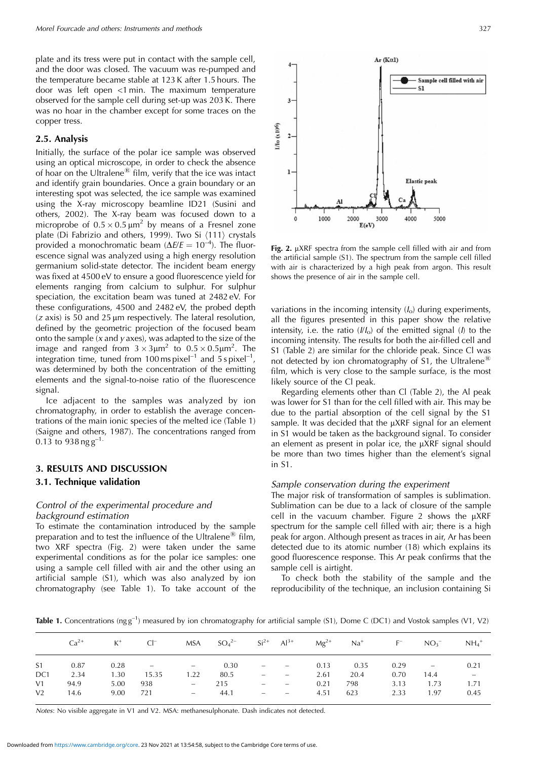plate and its tress were put in contact with the sample cell, and the door was closed. The vacuum was re-pumped and the temperature became stable at 123 K after 1.5 hours. The door was left open <1 min. The maximum temperature observed for the sample cell during set-up was 203 K. There was no hoar in the chamber except for some traces on the copper tress.

## 2.5. Analysis

Initially, the surface of the polar ice sample was observed using an optical microscope, in order to check the absence of hoar on the Ultralene® film, verify that the ice was intact and identify grain boundaries. Once a grain boundary or an interesting spot was selected, the ice sample was examined using the X-ray microscopy beamline ID21 (Susini and others, 2002). The X-ray beam was focused down to a microprobe of $0.5 \times 0.5\,\mu m^2$ by means of a Fresnel zone plate (Di Fabrizio and others, 1999). Two Si ⟨111⟩ crystals provided a monochromatic beam ($\Delta E/E = 10^{-4}$). The fluorescence signal was analyzed using a high energy resolution germanium solid-state detector. The incident beam energy was fixed at 4500 eV to ensure a good fluorescence yield for elements ranging from calcium to sulphur. For sulphur speciation, the excitation beam was tuned at 2482 eV. For these configurations, 4500 and 2482 eV, the probed depth ($z$ axis) is 50 and 25 μm respectively. The lateral resolution, defined by the geometric projection of the focused beam onto the sample ($x$ and $y$ axes), was adapted to the size of the image and ranged from $3 \times 3\mu m^2$ to $0.5 \times 0.5\mu m^2$. The integration time, tuned from $100\,ms\,pixel^{-1}$ and $5\,s\,pixel^{-1}$, was determined by both the concentration of the emitting elements and the signal-to-noise ratio of the fluorescence signal.

Ice adjacent to the samples was analyzed by ion chromatography, in order to establish the average concentrations of the main ionic species of the melted ice (Table 1) (Saigne and others, 1987). The concentrations ranged from 0.13 to $938\,ng\,g^{-1}$.

# 3. RESULTS AND DISCUSSION

## 3.1. Technique validation

### *Control of the experimental procedure and background estimation*

To estimate the contamination introduced by the sample preparation and to test the influence of the Ultralene® film, two XRF spectra (Fig. 2) were taken under the same experimental conditions as for the polar ice samples: one using a sample cell filled with air and the other using an artificial sample (S1), which was also analyzed by ion chromatography (see Table 1). To take account of the variations in the incoming intensity ($I_o$) during experiments, all the figures presented in this paper show the relative intensity, i.e. the ratio ($I/I_o$) of the emitted signal ($I$) to the incoming intensity. The results for both the air-filled cell and S1 (Table 2) are similar for the chloride peak. Since Cl was not detected by ion chromatography of S1, the Ultralene® film, which is very close to the sample surface, is the most likely source of the Cl peak.

**Fig. 2.** μXRF spectra from the sample cell filled with air and from the artificial sample (S1). The spectrum from the sample cell filled with air is characterized by a high peak from argon. This result shows the presence of air in the sample cell.

Regarding elements other than Cl (Table 2), the Al peak was lower for S1 than for the cell filled with air. This may be due to the partial absorption of the cell signal by the S1 sample. It was decided that the μXRF signal for an element in S1 would be taken as the background signal. To consider an element as present in polar ice, the μXRF signal should be more than two times higher than the element's signal in S1.

### *Sample conservation during the experiment*

The major risk of transformation of samples is sublimation. Sublimation can be due to a lack of closure of the sample cell in the vacuum chamber. Figure 2 shows the μXRF spectrum for the sample cell filled with air; there is a high peak for argon. Although present as traces in air, Ar has been detected due to its atomic number (18) which explains its good fluorescence response. This Ar peak confirms that the sample cell is airtight.

To check both the stability of the sample and the reproducibility of the technique, an inclusion containing Si

**Table 1.** Concentrations ($ng\,g^{-1}$) measured by ion chromatography for artificial sample (S1), Dome C (DC1) and Vostok samples (V1, V2)

| | $Ca^{2+}$ | $K^+$ | $Cl^-$ | MSA | $SO_4^{2-}$ | $Si^{2+}$ | $Al^{3+}$ | $Mg^{2+}$ | $Na^+$ | $F^-$ | $NO_3^-$ | $NH_4^+$ |
|---|---|---|---|---|---|---|---|---|---|---|---|---|
| S1 | 0.87 | 0.28 | – | – | 0.30 | – | – | 0.13 | 0.35 | 0.29 | – | 0.21 |
| DC1 | 2.34 | 1.30 | 15.35 | 1.22 | 80.5 | – | – | 2.61 | 20.4 | 0.70 | 14.4 | – |
| V1 | 94.9 | 5.00 | 938 | – | 215 | – | – | 0.21 | 798 | 3.13 | 1.73 | 1.71 |
| V2 | 14.6 | 9.00 | 721 | – | 44.1 | – | – | 4.51 | 623 | 2.33 | 1.97 | 0.45 |

*Notes*: No visible aggregate in V1 and V2. MSA: methanesulphonate. Dash indicates not detected.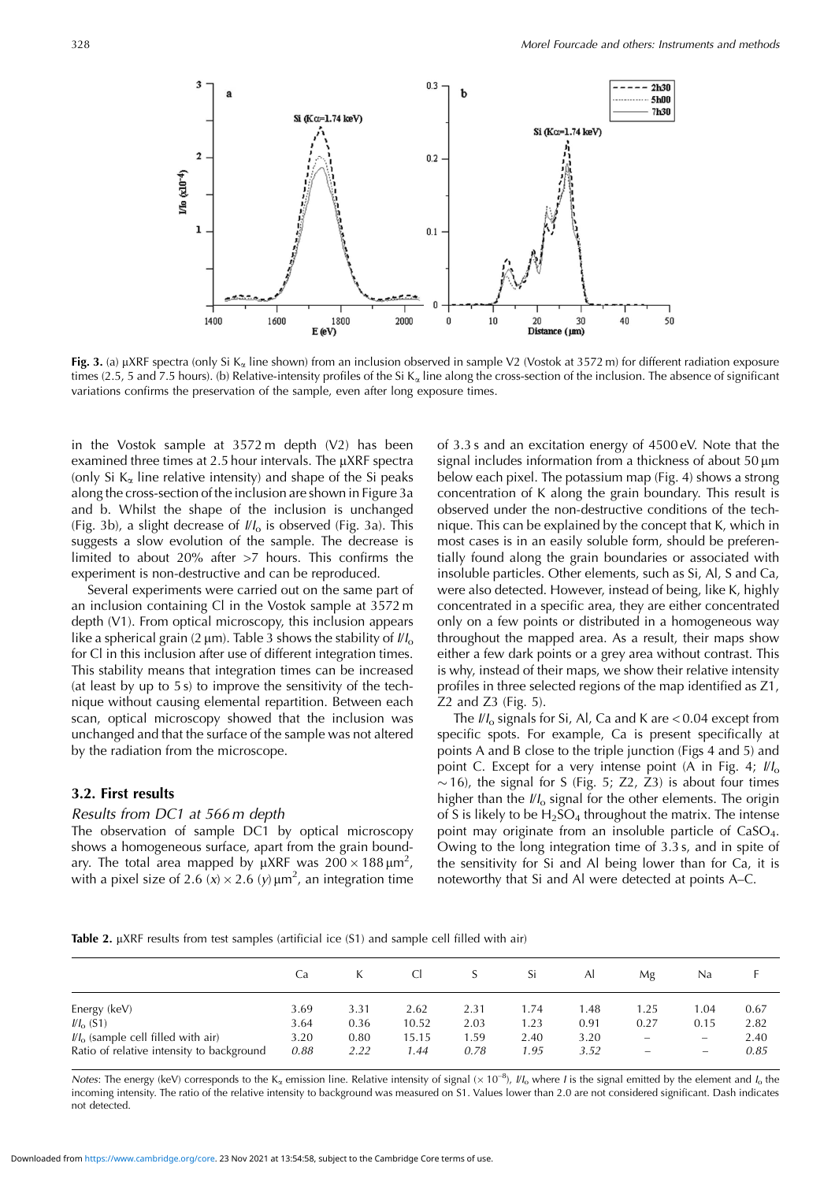**Fig. 3.** (a) μXRF spectra (only Si $K_\alpha$ line shown) from an inclusion observed in sample V2 (Vostok at 3572 m) for different radiation exposure times (2.5, 5 and 7.5 hours). (b) Relative-intensity profiles of the Si $K_\alpha$ line along the cross-section of the inclusion. The absence of significant variations confirms the preservation of the sample, even after long exposure times.

in the Vostok sample at 3572 m depth (V2) has been examined three times at 2.5 hour intervals. The μXRF spectra (only Si $K_\alpha$ line relative intensity) and shape of the Si peaks along the cross-section of the inclusion are shown in Figure 3a and b. Whilst the shape of the inclusion is unchanged (Fig. 3b), a slight decrease of $I/I_o$ is observed (Fig. 3a). This suggests a slow evolution of the sample. The decrease is limited to about 20% after >7 hours. This confirms the experiment is non-destructive and can be reproduced.

Several experiments were carried out on the same part of an inclusion containing Cl in the Vostok sample at 3572 m depth (V1). From optical microscopy, this inclusion appears like a spherical grain (2 μm). Table 3 shows the stability of $I/I_o$ for Cl in this inclusion after use of different integration times. This stability means that integration times can be increased (at least by up to 5 s) to improve the sensitivity of the technique without causing elemental repartition. Between each scan, optical microscopy showed that the inclusion was unchanged and that the surface of the sample was not altered by the radiation from the microscope.

### 3.2. First results

*Results from DC1 at 566 m depth*

The observation of sample DC1 by optical microscopy shows a homogeneous surface, apart from the grain boundary. The total area mapped by μXRF was $200 \times 188\,\mu m^2$, with a pixel size of $2.6\ (x) \times 2.6\ (y)\,\mu m^2$, an integration time of 3.3 s and an excitation energy of 4500 eV. Note that the signal includes information from a thickness of about 50 μm below each pixel. The potassium map (Fig. 4) shows a strong concentration of K along the grain boundary. This result is observed under the non-destructive conditions of the technique. This can be explained by the concept that K, which in most cases is in an easily soluble form, should be preferentially found along the grain boundaries or associated with insoluble particles. Other elements, such as Si, Al, S and Ca, were also detected. However, instead of being, like K, highly concentrated in a specific area, they are either concentrated only on a few points or distributed in a homogeneous way throughout the mapped area. As a result, their maps show either a few dark points or a grey area without contrast. This is why, instead of their maps, we show their relative intensity profiles in three selected regions of the map identified as Z1, Z2 and Z3 (Fig. 5).

The $I/I_o$ signals for Si, Al, Ca and K are < 0.04 except from specific spots. For example, Ca is present specifically at points A and B close to the triple junction (Figs 4 and 5) and point C. Except for a very intense point (A in Fig. 4; $I/I_o$ $\sim 16$), the signal for S (Fig. 5; Z2, Z3) is about four times higher than the $I/I_o$ signal for the other elements. The origin of S is likely to be $H_2SO_4$ throughout the matrix. The intense point may originate from an insoluble particle of $CaSO_4$. Owing to the long integration time of 3.3 s, and in spite of the sensitivity for Si and Al being lower than for Ca, it is noteworthy that Si and Al were detected at points A–C.

**Table 2.** μXRF results from test samples (artificial ice (S1) and sample cell filled with air)

| | Ca | K | Cl | S | Si | Al | Mg | Na | F |
|---|---|---|---|---|---|---|---|---|---|
| Energy (keV) | 3.69 | 3.31 | 2.62 | 2.31 | 1.74 | 1.48 | 1.25 | 1.04 | 0.67 |
| $I/I_o$ (S1) | 3.64 | 0.36 | 10.52 | 2.03 | 1.23 | 0.91 | 0.27 | 0.15 | 2.82 |
| $I/I_o$ (sample cell filled with air) | 3.20 | 0.80 | 15.15 | 1.59 | 2.40 | 3.20 | – | – | 2.40 |
| Ratio of relative intensity to background | *0.88* | *2.22* | *1.44* | *0.78* | *1.95* | *3.52* | – | – | *0.85* |

*Notes*: The energy (keV) corresponds to the $K_\alpha$ emission line. Relative intensity of signal ($\times 10^{-8}$), $I/I_o$ where $I$ is the signal emitted by the element and $I_o$ the incoming intensity. The ratio of the relative intensity to background was measured on S1. Values lower than 2.0 are not considered significant. Dash indicates not detected.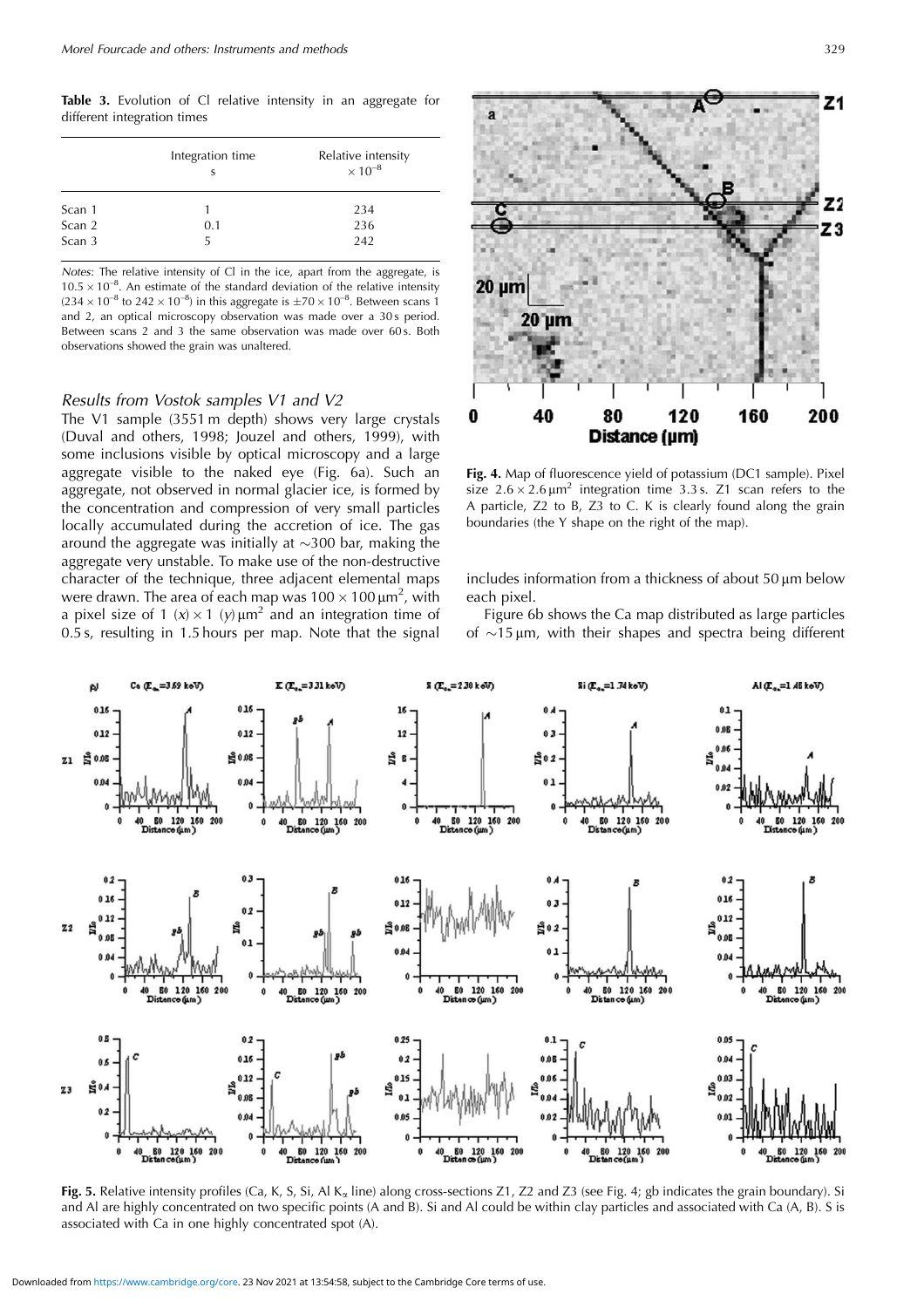**Table 3.** Evolution of Cl relative intensity in an aggregate for different integration times

| | Integration time<br>s | Relative intensity<br>$\times 10^{-8}$ |
|---|---|---|
| Scan 1 | 1 | 234 |
| Scan 2 | 0.1 | 236 |
| Scan 3 | 5 | 242 |

*Notes*: The relative intensity of Cl in the ice, apart from the aggregate, is $10.5 \times 10^{-8}$. An estimate of the standard deviation of the relative intensity ($234 \times 10^{-8}$ to $242 \times 10^{-8}$) in this aggregate is $\pm 70 \times 10^{-8}$. Between scans 1 and 2, an optical microscopy observation was made over a 30 s period. Between scans 2 and 3 the same observation was made over 60 s. Both observations showed the grain was unaltered.

### *Results from Vostok samples V1 and V2*

The V1 sample (3551 m depth) shows very large crystals (Duval and others, 1998; Jouzel and others, 1999), with some inclusions visible by optical microscopy and a large aggregate visible to the naked eye (Fig. 6a). Such an aggregate, not observed in normal glacier ice, is formed by the concentration and compression of very small particles locally accumulated during the accretion of ice. The gas around the aggregate was initially at ~300 bar, making the aggregate very unstable. To make use of the non-destructive character of the technique, three adjacent elemental maps were drawn. The area of each map was $100 \times 100\,\mu m^2$, with a pixel size of 1 $(x) \times 1$ $(y)\,\mu m^2$ and an integration time of 0.5 s, resulting in 1.5 hours per map. Note that the signal includes information from a thickness of about 50 μm below each pixel.

Figure 6b shows the Ca map distributed as large particles of ~15 μm, with their shapes and spectra being different

**Fig. 4.** Map of fluorescence yield of potassium (DC1 sample). Pixel size $2.6 \times 2.6\,\mu m^2$ integration time 3.3 s. Z1 scan refers to the A particle, Z2 to B, Z3 to C. K is clearly found along the grain boundaries (the Y shape on the right of the map).

**Fig. 5.** Relative intensity profiles (Ca, K, S, Si, Al $K_\alpha$ line) along cross-sections Z1, Z2 and Z3 (see Fig. 4; gb indicates the grain boundary). Si and Al are highly concentrated on two specific points (A and B). Si and Al could be within clay particles and associated with Ca (A, B). S is associated with Ca in one highly concentrated spot (A).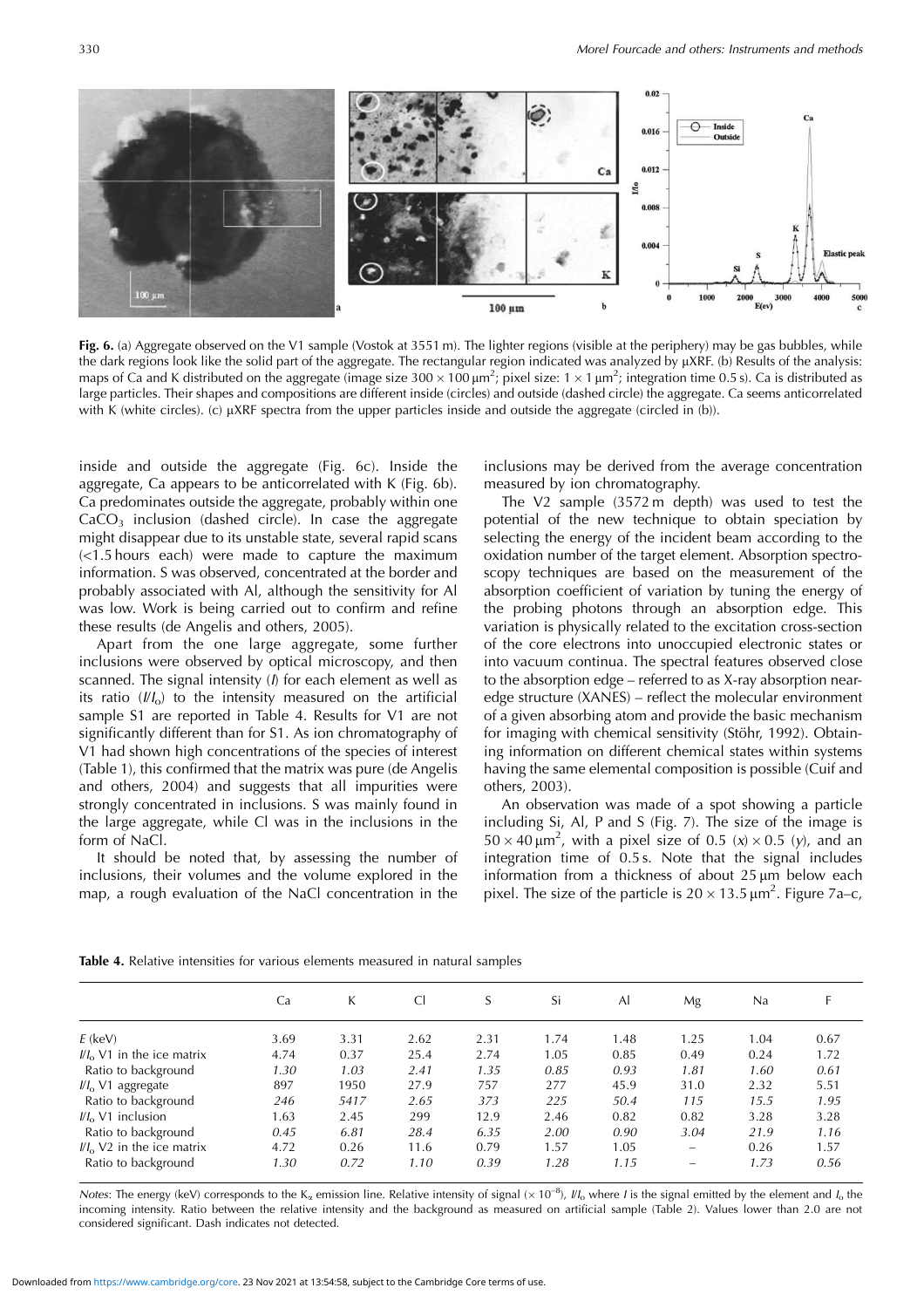**Fig. 6.** (a) Aggregate observed on the V1 sample (Vostok at 3551 m). The lighter regions (visible at the periphery) may be gas bubbles, while the dark regions look like the solid part of the aggregate. The rectangular region indicated was analyzed by µXRF. (b) Results of the analysis: maps of Ca and K distributed on the aggregate (image size $300 \times 100\,\mu m^2$; pixel size: $1 \times 1\,\mu m^2$; integration time 0.5 s). Ca is distributed as large particles. Their shapes and compositions are different inside (circles) and outside (dashed circle) the aggregate. Ca seems anticorrelated with K (white circles). (c) µXRF spectra from the upper particles inside and outside the aggregate (circled in (b)).

inside and outside the aggregate (Fig. 6c). Inside the aggregate, Ca appears to be anticorrelated with K (Fig. 6b). Ca predominates outside the aggregate, probably within one $CaCO_3$ inclusion (dashed circle). In case the aggregate might disappear due to its unstable state, several rapid scans (<1.5 hours each) were made to capture the maximum information. S was observed, concentrated at the border and probably associated with Al, although the sensitivity for Al was low. Work is being carried out to confirm and refine these results (de Angelis and others, 2005).

Apart from the one large aggregate, some further inclusions were observed by optical microscopy, and then scanned. The signal intensity ($I$) for each element as well as its ratio ($I/I_o$) to the intensity measured on the artificial sample S1 are reported in Table 4. Results for V1 are not significantly different than for S1. As ion chromatography of V1 had shown high concentrations of the species of interest (Table 1), this confirmed that the matrix was pure (de Angelis and others, 2004) and suggests that all impurities were strongly concentrated in inclusions. S was mainly found in the large aggregate, while Cl was in the inclusions in the form of NaCl.

It should be noted that, by assessing the number of inclusions, their volumes and the volume explored in the map, a rough evaluation of the NaCl concentration in the inclusions may be derived from the average concentration measured by ion chromatography.

The V2 sample (3572 m depth) was used to test the potential of the new technique to obtain speciation by selecting the energy of the incident beam according to the oxidation number of the target element. Absorption spectroscopy techniques are based on the measurement of the absorption coefficient of variation by tuning the energy of the probing photons through an absorption edge. This variation is physically related to the excitation cross-section of the core electrons into unoccupied electronic states or into vacuum continua. The spectral features observed close to the absorption edge – referred to as X-ray absorption near-edge structure (XANES) – reflect the molecular environment of a given absorbing atom and provide the basic mechanism for imaging with chemical sensitivity (Stöhr, 1992). Obtaining information on different chemical states within systems having the same elemental composition is possible (Cuif and others, 2003).

An observation was made of a spot showing a particle including Si, Al, P and S (Fig. 7). The size of the image is $50 \times 40\,\mu m^2$, with a pixel size of 0.5 ($x$) × 0.5 ($y$), and an integration time of 0.5 s. Note that the signal includes information from a thickness of about 25 µm below each pixel. The size of the particle is $20 \times 13.5\,\mu m^2$. Figure 7a–c,

**Table 4.** Relative intensities for various elements measured in natural samples

| | Ca | K | Cl | S | Si | Al | Mg | Na | F |
|---|---|---|---|---|---|---|---|---|---|
| $E$ (keV) | 3.69 | 3.31 | 2.62 | 2.31 | 1.74 | 1.48 | 1.25 | 1.04 | 0.67 |
| $I/I_o$ V1 in the ice matrix | 4.74 | 0.37 | 25.4 | 2.74 | 1.05 | 0.85 | 0.49 | 0.24 | 1.72 |
| Ratio to background | *1.30* | *1.03* | *2.41* | *1.35* | *0.85* | *0.93* | *1.81* | *1.60* | *0.61* |
| $I/I_o$ V1 aggregate | 897 | 1950 | 27.9 | 757 | 277 | 45.9 | 31.0 | 2.32 | 5.51 |
| Ratio to background | *246* | *5417* | *2.65* | *373* | *225* | *50.4* | *115* | *15.5* | *1.95* |
| $I/I_o$ V1 inclusion | 1.63 | 2.45 | 299 | 12.9 | 2.46 | 0.82 | 0.82 | 3.28 | 3.28 |
| Ratio to background | *0.45* | *6.81* | *28.4* | *6.35* | *2.00* | *0.90* | *3.04* | *21.9* | *1.16* |
| $I/I_o$ V2 in the ice matrix | 4.72 | 0.26 | 11.6 | 0.79 | 1.57 | 1.05 | – | 0.26 | 1.57 |
| Ratio to background | *1.30* | *0.72* | *1.10* | *0.39* | *1.28* | *1.15* | – | *1.73* | *0.56* |

*Notes*: The energy (keV) corresponds to the $K_\alpha$ emission line. Relative intensity of signal ($\times 10^{-8}$), $I/I_o$ where $I$ is the signal emitted by the element and $I_o$ the incoming intensity. Ratio between the relative intensity and the background as measured on artificial sample (Table 2). Values lower than 2.0 are not considered significant. Dash indicates not detected.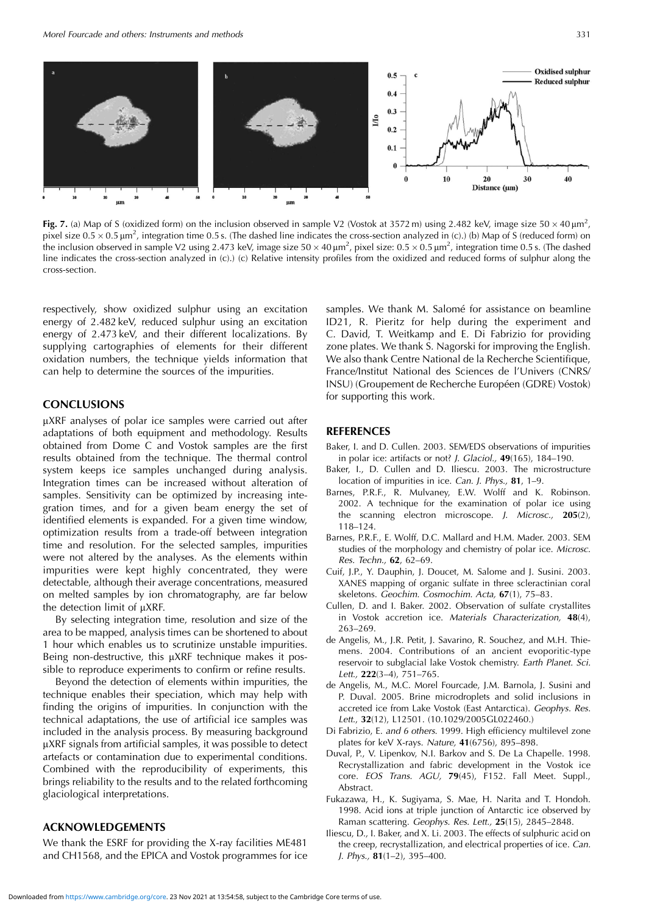**Fig. 7.** (a) Map of S (oxidized form) on the inclusion observed in sample V2 (Vostok at 3572 m) using 2.482 keV, image size $50 \times 40\,\mu m^2$, pixel size $0.5 \times 0.5\,\mu m^2$, integration time 0.5 s. (The dashed line indicates the cross-section analyzed in (c).) (b) Map of S (reduced form) on the inclusion observed in sample V2 using 2.473 keV, image size $50 \times 40\,\mu m^2$, pixel size: $0.5 \times 0.5\,\mu m^2$, integration time 0.5 s. (The dashed line indicates the cross-section analyzed in (c).) (c) Relative intensity profiles from the oxidized and reduced forms of sulphur along the cross-section.

respectively, show oxidized sulphur using an excitation energy of 2.482 keV, reduced sulphur using an excitation energy of 2.473 keV, and their different localizations. By supplying cartographies of elements for their different oxidation numbers, the technique yields information that can help to determine the sources of the impurities.

## CONCLUSIONS

μXRF analyses of polar ice samples were carried out after adaptations of both equipment and methodology. Results obtained from Dome C and Vostok samples are the first results obtained from the technique. The thermal control system keeps ice samples unchanged during analysis. Integration times can be increased without alteration of samples. Sensitivity can be optimized by increasing integration times, and for a given beam energy the set of identified elements is expanded. For a given time window, optimization results from a trade-off between integration time and resolution. For the selected samples, impurities were not altered by the analyses. As the elements within impurities were kept highly concentrated, they were detectable, although their average concentrations, measured on melted samples by ion chromatography, are far below the detection limit of μXRF.

By selecting integration time, resolution and size of the area to be mapped, analysis times can be shortened to about 1 hour which enables us to scrutinize unstable impurities. Being non-destructive, this μXRF technique makes it possible to reproduce experiments to confirm or refine results.

Beyond the detection of elements within impurities, the technique enables their speciation, which may help with finding the origins of impurities. In conjunction with the technical adaptations, the use of artificial ice samples was included in the analysis process. By measuring background μXRF signals from artificial samples, it was possible to detect artefacts or contamination due to experimental conditions. Combined with the reproducibility of experiments, this brings reliability to the results and to the related forthcoming glaciological interpretations.

## ACKNOWLEDGEMENTS

We thank the ESRF for providing the X-ray facilities ME481 and CH1568, and the EPICA and Vostok programmes for ice samples. We thank M. Salomé for assistance on beamline ID21, R. Pieritz for help during the experiment and C. David, T. Weitkamp and E. Di Fabrizio for providing zone plates. We thank S. Nagorski for improving the English. We also thank Centre National de la Recherche Scientifique, France/Institut National des Sciences de l'Univers (CNRS/INSU) (Groupement de Recherche Européen (GDRE) Vostok) for supporting this work.

## REFERENCES

Baker, I. and D. Cullen. 2003. SEM/EDS observations of impurities in polar ice: artifacts or not? *J. Glaciol.*, **49**(165), 184–190.

Baker, I., D. Cullen and D. Iliescu. 2003. The microstructure location of impurities in ice. *Can. J. Phys.*, **81**, 1–9.

Barnes, P.R.F., R. Mulvaney, E.W. Wolff and K. Robinson. 2002. A technique for the examination of polar ice using the scanning electron microscope. *J. Microsc.*, **205**(2), 118–124.

Barnes, P.R.F., E. Wolff, D.C. Mallard and H.M. Mader. 2003. SEM studies of the morphology and chemistry of polar ice. *Microsc. Res. Techn.*, **62**, 62–69.

Cuif, J.P., Y. Dauphin, J. Doucet, M. Salome and J. Susini. 2003. XANES mapping of organic sulfate in three scleractinian coral skeletons. *Geochim. Cosmochim. Acta*, **67**(1), 75–83.

Cullen, D. and I. Baker. 2002. Observation of sulfate crystallites in Vostok accretion ice. *Materials Characterization*, **48**(4), 263–269.

de Angelis, M., J.R. Petit, J. Savarino, R. Souchez, and M.H. Thiemens. 2004. Contributions of an ancient evoporitic-type reservoir to subglacial lake Vostok chemistry. *Earth Planet. Sci. Lett.*, **222**(3–4), 751–765.

de Angelis, M., M.C. Morel Fourcade, J.M. Barnola, J. Susini and P. Duval. 2005. Brine microdroplets and solid inclusions in accreted ice from Lake Vostok (East Antarctica). *Geophys. Res. Lett.*, **32**(12), L12501. (10.1029/2005GL022460.)

Di Fabrizio, E. *and 6 others*. 1999. High efficiency multilevel zone plates for keV X-rays. *Nature*, **41**(6756), 895–898.

Duval, P., V. Lipenkov, N.I. Barkov and S. De La Chapelle. 1998. Recrystallization and fabric development in the Vostok ice core. *EOS Trans. AGU*, **79**(45), F152. Fall Meet. Suppl., Abstract.

Fukazawa, H., K. Sugiyama, S. Mae, H. Narita and T. Hondoh. 1998. Acid ions at triple junction of Antarctic ice observed by Raman scattering. *Geophys. Res. Lett.*, **25**(15), 2845–2848.

Iliescu, D., I. Baker, and X. Li. 2003. The effects of sulphuric acid on the creep, recrystallization, and electrical properties of ice. *Can. J. Phys.*, **81**(1–2), 395–400.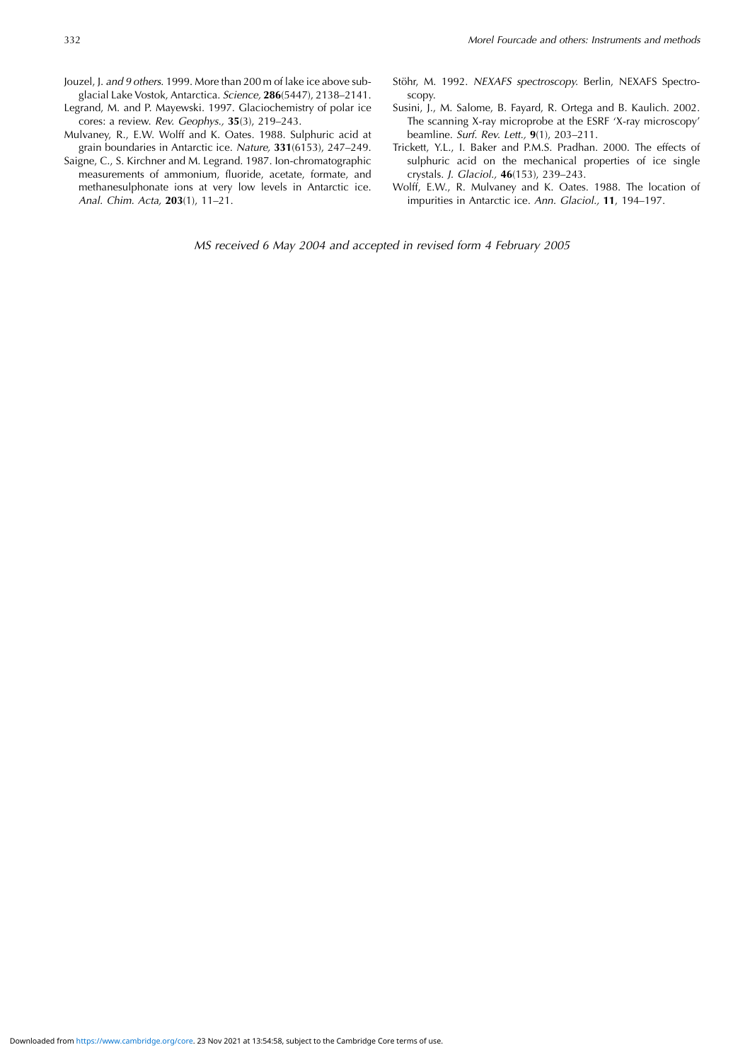Jouzel, J. *and 9 others*. 1999. More than 200 m of lake ice above subglacial Lake Vostok, Antarctica. *Science*, **286**(5447), 2138–2141.

Legrand, M. and P. Mayewski. 1997. Glaciochemistry of polar ice cores: a review. *Rev. Geophys.*, **35**(3), 219–243.

Mulvaney, R., E.W. Wolff and K. Oates. 1988. Sulphuric acid at grain boundaries in Antarctic ice. *Nature*, **331**(6153), 247–249.

Saigne, C., S. Kirchner and M. Legrand. 1987. Ion-chromatographic measurements of ammonium, fluoride, acetate, formate, and methanesulphonate ions at very low levels in Antarctic ice. *Anal. Chim. Acta*, **203**(1), 11–21.

Stöhr, M. 1992. *NEXAFS spectroscopy*. Berlin, NEXAFS Spectroscopy.

Susini, J., M. Salome, B. Fayard, R. Ortega and B. Kaulich. 2002. The scanning X-ray microprobe at the ESRF 'X-ray microscopy' beamline. *Surf. Rev. Lett.*, **9**(1), 203–211.

Trickett, Y.L., I. Baker and P.M.S. Pradhan. 2000. The effects of sulphuric acid on the mechanical properties of ice single crystals. *J. Glaciol.*, **46**(153), 239–243.

Wolff, E.W., R. Mulvaney and K. Oates. 1988. The location of impurities in Antarctic ice. *Ann. Glaciol.*, **11**, 194–197.

*MS received 6 May 2004 and accepted in revised form 4 February 2005*